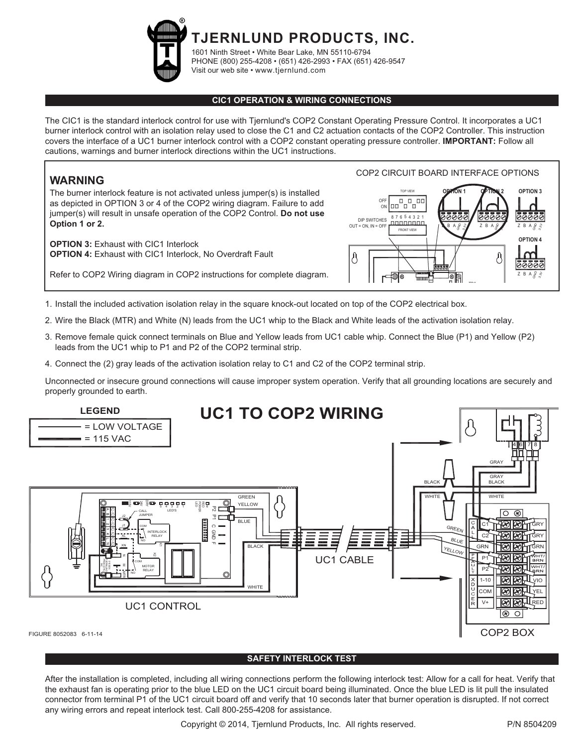# TJERNLUND PRODUCTS, INC.

1601 Ninth Street • White Bear Lake, MN 55110-6794
PHONE (800) 255-4208 • (651) 426-2993 • FAX (651) 426-9547
Visit our web site • www.tjernlund.com

## CIC1 OPERATION & WIRING CONNECTIONS

The CIC1 is the standard interlock control for use with Tjernlund's COP2 Constant Operating Pressure Control. It incorporates a UC1 burner interlock control with an isolation relay used to close the C1 and C2 actuation contacts of the COP2 Controller. This instruction covers the interface of a UC1 burner interlock control with a COP2 constant operating pressure controller. **IMPORTANT:** Follow all cautions, warnings and burner interlock directions within the UC1 instructions.

### WARNING

The burner interlock feature is not activated unless jumper(s) is installed as depicted in OPTION 3 or 4 of the COP2 wiring diagram. Failure to add jumper(s) will result in unsafe operation of the COP2 Control. **Do not use Option 1 or 2.**

**OPTION 3:** Exhaust with CIC1 Interlock
**OPTION 4:** Exhaust with CIC1 Interlock, No Overdraft Fault

Refer to COP2 Wiring diagram in COP2 instructions for complete diagram.

COP2 CIRCUIT BOARD INTERFACE OPTIONS

TOP VIEW
OFF
ON
8 7 6 5 4 3 2 1
DIP SWITCHES
OUT = ON, IN = OFF
FRONT VIEW
OPTION 1
OPTION 2
OPTION 3
OPTION 4
Z B A GND 3.3V

1. Install the included activation isolation relay in the square knock-out located on top of the COP2 electrical box.
2. Wire the Black (MTR) and White (N) leads from the UC1 whip to the Black and White leads of the activation isolation relay.
3. Remove female quick connect terminals on Blue and Yellow leads from UC1 cable whip. Connect the Blue (P1) and Yellow (P2) leads from the UC1 whip to P1 and P2 of the COP2 terminal strip.
4. Connect the (2) gray leads of the activation isolation relay to C1 and C2 of the COP2 terminal strip.

Unconnected or insecure ground connections will cause improper system operation. Verify that all grounding locations are securely and properly grounded to earth.

## UC1 TO COP2 WIRING

LEGEND
= LOW VOLTAGE
= 115 VAC

UC1 CONTROL
CALL JUMPER
J2
J1
COM
INTERLOCK RELAY
NO
XL
XN
N
MOTOR RELAY
MTR
K1
K2
LED'S
5 4 3 2 1
RED POWER LED
P2 P1 C GND F
GREEN
YELLOW
BLUE
BLACK
WHITE
UC1 CABLE
BLACK
WHITE
GRAY
GRAY
BLACK
WHITE
4 6 7 8
GREEN
BLUE
YELLOW
CALL: C1, C2
GRN
P.FAULT: P1, P2
XDUCER: 1-10, COM, V+
GRY
GRY
GRN
WHT/BRN
WHT/BRN
VIO
YEL
RED
COP2 BOX

FIGURE 8052083 6-11-14

## SAFETY INTERLOCK TEST

After the installation is completed, including all wiring connections perform the following interlock test: Allow for a call for heat. Verify that the exhaust fan is operating prior to the blue LED on the UC1 circuit board being illuminated. Once the blue LED is lit pull the insulated connector from terminal P1 of the UC1 circuit board off and verify that 10 seconds later that burner operation is disrupted. If not correct any wiring errors and repeat interlock test. Call 800-255-4208 for assistance.

Copyright © 2014, Tjernlund Products, Inc. All rights reserved. P/N 8504209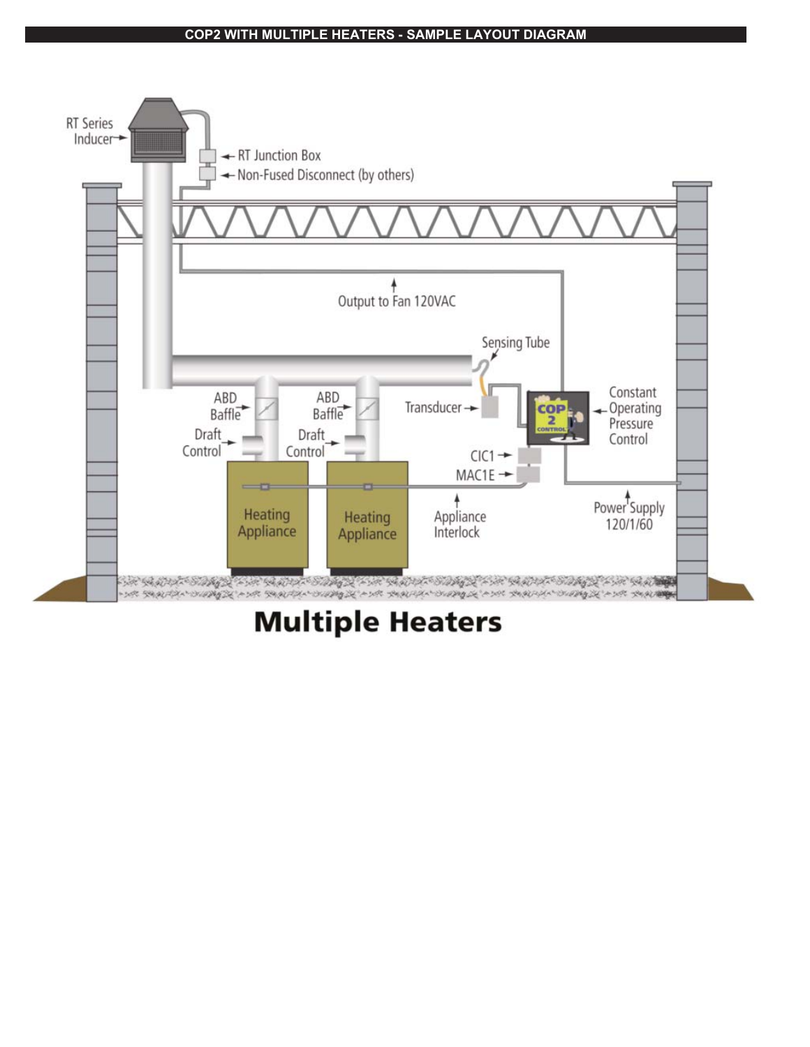## COP2 WITH MULTIPLE HEATERS - SAMPLE LAYOUT DIAGRAM

RT Series Inducer

RT Junction Box

Non-Fused Disconnect (by others)

Output to Fan 120VAC

Sensing Tube

ABD Baffle

ABD Baffle

Transducer

Constant Operating Pressure Control

Draft Control

Draft Control

CIC1

MAC1E

Heating Appliance

Heating Appliance

Appliance Interlock

Power Supply 120/1/60

**Multiple Heaters**